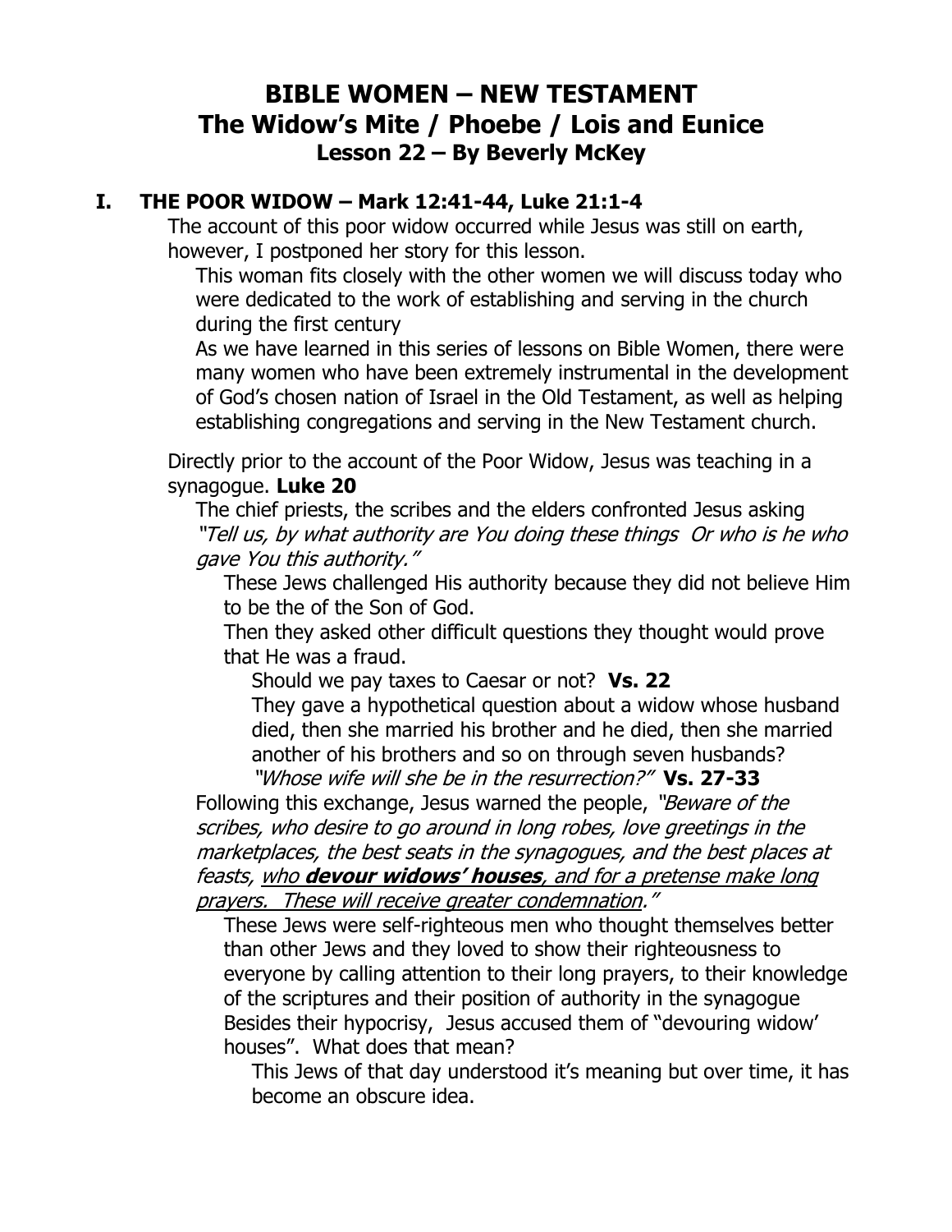# BIBLE WOMEN – NEW TESTAMENT
## The Widow's Mite / Phoebe / Lois and Eunice
### Lesson 22 – By Beverly McKey

## I. THE POOR WIDOW – Mark 12:41-44, Luke 21:1-4

The account of this poor widow occurred while Jesus was still on earth, however, I postponed her story for this lesson.

This woman fits closely with the other women we will discuss today who were dedicated to the work of establishing and serving in the church during the first century

As we have learned in this series of lessons on Bible Women, there were many women who have been extremely instrumental in the development of God's chosen nation of Israel in the Old Testament, as well as helping establishing congregations and serving in the New Testament church.

Directly prior to the account of the Poor Widow, Jesus was teaching in a synagogue. **Luke 20**

The chief priests, the scribes and the elders confronted Jesus asking *"Tell us, by what authority are You doing these things  Or who is he who gave You this authority."*

These Jews challenged His authority because they did not believe Him to be the of the Son of God.

Then they asked other difficult questions they thought would prove that He was a fraud.

Should we pay taxes to Caesar or not? **Vs. 22**

They gave a hypothetical question about a widow whose husband died, then she married his brother and he died, then she married another of his brothers and so on through seven husbands? *"Whose wife will she be in the resurrection?"* **Vs. 27-33**

Following this exchange, Jesus warned the people, *"Beware of the scribes, who desire to go around in long robes, love greetings in the marketplaces, the best seats in the synagogues, and the best places at feasts, <u>who **devour widows' houses**, and for a pretense make long prayers.  These will receive greater condemnation</u>."*

These Jews were self-righteous men who thought themselves better than other Jews and they loved to show their righteousness to everyone by calling attention to their long prayers, to their knowledge of the scriptures and their position of authority in the synagogue Besides their hypocrisy,  Jesus accused them of "devouring widow' houses".  What does that mean?

This Jews of that day understood it's meaning but over time, it has become an obscure idea.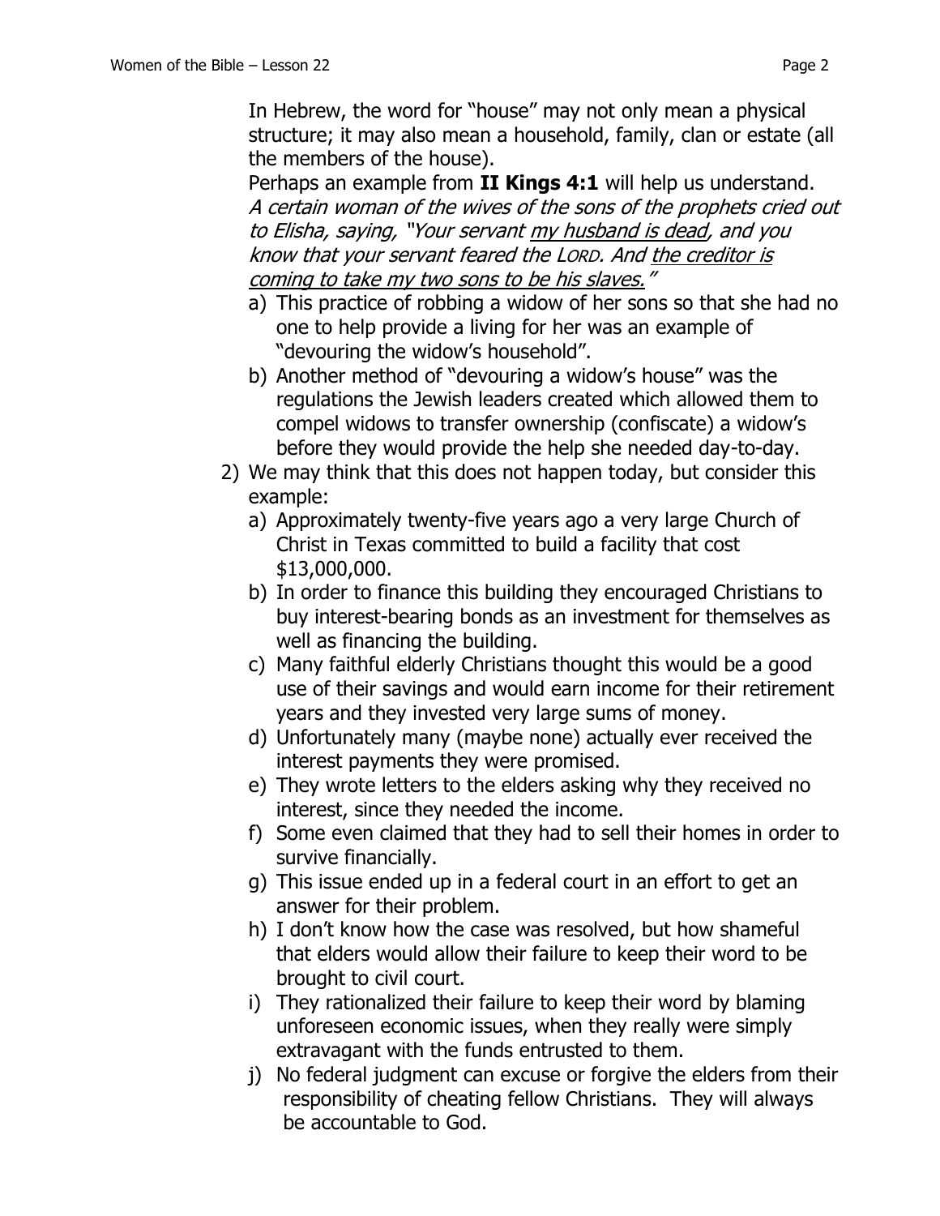In Hebrew, the word for "house" may not only mean a physical structure; it may also mean a household, family, clan or estate (all the members of the house).

Perhaps an example from **II Kings 4:1** will help us understand. *A certain woman of the wives of the sons of the prophets cried out to Elisha, saying, "Your servant <u>my husband is dead</u>, and you know that your servant feared the LORD. And <u>the creditor is coming to take my two sons to be his slaves.</u>"*

a) This practice of robbing a widow of her sons so that she had no one to help provide a living for her was an example of "devouring the widow's household".
b) Another method of "devouring a widow's house" was the regulations the Jewish leaders created which allowed them to compel widows to transfer ownership (confiscate) a widow's before they would provide the help she needed day-to-day.

2) We may think that this does not happen today, but consider this example:
   a) Approximately twenty-five years ago a very large Church of Christ in Texas committed to build a facility that cost $13,000,000.
   b) In order to finance this building they encouraged Christians to buy interest-bearing bonds as an investment for themselves as well as financing the building.
   c) Many faithful elderly Christians thought this would be a good use of their savings and would earn income for their retirement years and they invested very large sums of money.
   d) Unfortunately many (maybe none) actually ever received the interest payments they were promised.
   e) They wrote letters to the elders asking why they received no interest, since they needed the income.
   f) Some even claimed that they had to sell their homes in order to survive financially.
   g) This issue ended up in a federal court in an effort to get an answer for their problem.
   h) I don't know how the case was resolved, but how shameful that elders would allow their failure to keep their word to be brought to civil court.
   i) They rationalized their failure to keep their word by blaming unforeseen economic issues, when they really were simply extravagant with the funds entrusted to them.
   j) No federal judgment can excuse or forgive the elders from their responsibility of cheating fellow Christians. They will always be accountable to God.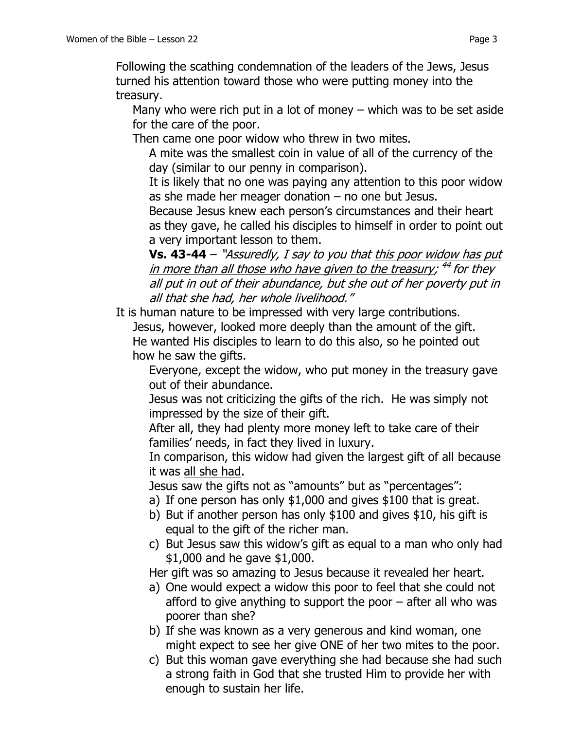Following the scathing condemnation of the leaders of the Jews, Jesus turned his attention toward those who were putting money into the treasury.

Many who were rich put in a lot of money – which was to be set aside for the care of the poor.

Then came one poor widow who threw in two mites.

A mite was the smallest coin in value of all of the currency of the day (similar to our penny in comparison).

It is likely that no one was paying any attention to this poor widow as she made her meager donation – no one but Jesus.

Because Jesus knew each person's circumstances and their heart as they gave, he called his disciples to himself in order to point out a very important lesson to them.

**Vs. 43-44** – *"Assuredly, I say to you that <u>this poor widow has put in more than all those who have given to the treasury</u>; [44] for they all put in out of their abundance, but she out of her poverty put in all that she had, her whole livelihood."*

It is human nature to be impressed with very large contributions.

Jesus, however, looked more deeply than the amount of the gift.

He wanted His disciples to learn to do this also, so he pointed out how he saw the gifts.

Everyone, except the widow, who put money in the treasury gave out of their abundance.

Jesus was not criticizing the gifts of the rich. He was simply not impressed by the size of their gift.

After all, they had plenty more money left to take care of their families' needs, in fact they lived in luxury.

In comparison, this widow had given the largest gift of all because it was <u>all she had</u>.

Jesus saw the gifts not as "amounts" but as "percentages":

a) If one person has only $1,000 and gives $100 that is great.
b) But if another person has only $100 and gives $10, his gift is equal to the gift of the richer man.
c) But Jesus saw this widow's gift as equal to a man who only had $1,000 and he gave $1,000.

Her gift was so amazing to Jesus because it revealed her heart.

a) One would expect a widow this poor to feel that she could not afford to give anything to support the poor – after all who was poorer than she?
b) If she was known as a very generous and kind woman, one might expect to see her give ONE of her two mites to the poor.
c) But this woman gave everything she had because she had such a strong faith in God that she trusted Him to provide her with enough to sustain her life.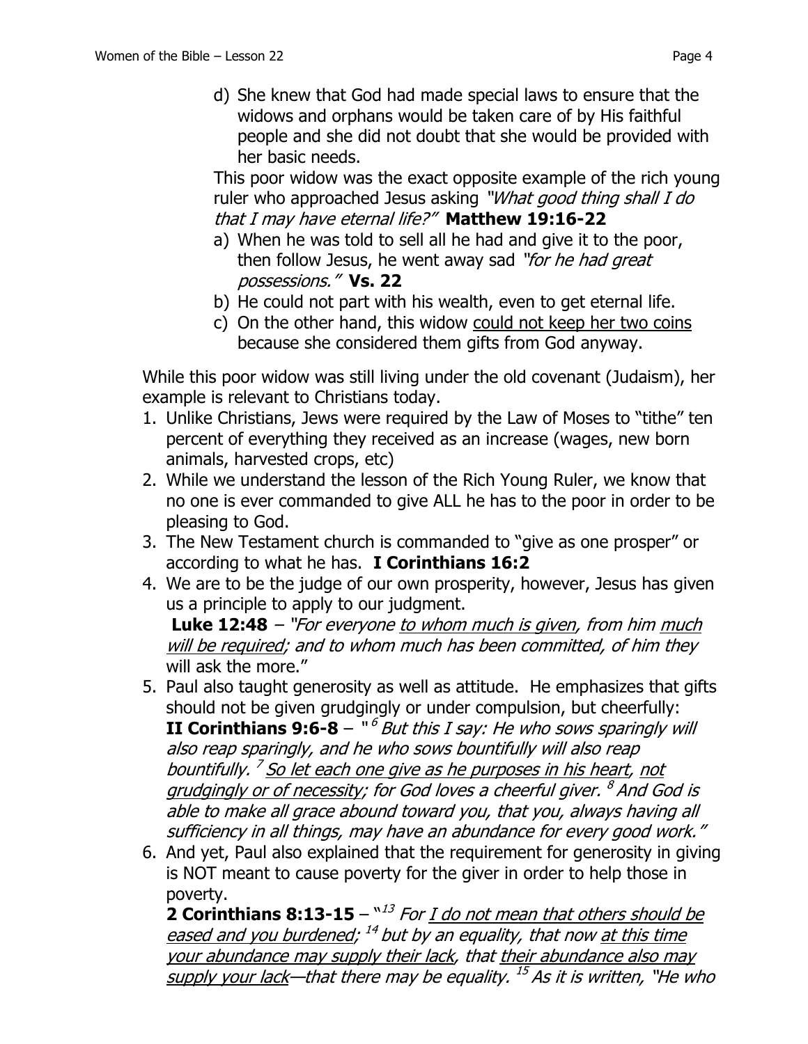d) She knew that God had made special laws to ensure that the widows and orphans would be taken care of by His faithful people and she did not doubt that she would be provided with her basic needs.

This poor widow was the exact opposite example of the rich young ruler who approached Jesus asking *"What good thing shall I do that I may have eternal life?"* **Matthew 19:16-22**

a) When he was told to sell all he had and give it to the poor, then follow Jesus, he went away sad *"for he had great possessions."* **Vs. 22**
b) He could not part with his wealth, even to get eternal life.
c) On the other hand, this widow <u>could not keep her two coins</u> because she considered them gifts from God anyway.

While this poor widow was still living under the old covenant (Judaism), her example is relevant to Christians today.

1. Unlike Christians, Jews were required by the Law of Moses to "tithe" ten percent of everything they received as an increase (wages, new born animals, harvested crops, etc)
2. While we understand the lesson of the Rich Young Ruler, we know that no one is ever commanded to give ALL he has to the poor in order to be pleasing to God.
3. The New Testament church is commanded to "give as one prosper" or according to what he has. **I Corinthians 16:2**
4. We are to be the judge of our own prosperity, however, Jesus has given us a principle to apply to our judgment.
   **Luke 12:48** – *"For everyone <u>to whom much is given</u>, from him <u>much will be required</u>; and to whom much has been committed, of him they will ask the more."*
5. Paul also taught generosity as well as attitude. He emphasizes that gifts should not be given grudgingly or under compulsion, but cheerfully:
   **II Corinthians 9:6-8** – *"[6] But this I say: He who sows sparingly will also reap sparingly, and he who sows bountifully will also reap bountifully. [7] <u>So let each one give as he purposes in his heart</u>, <u>not grudgingly or of necessity</u>; for God loves a cheerful giver. [8] And God is able to make all grace abound toward you, that you, always having all sufficiency in all things, may have an abundance for every good work."*
6. And yet, Paul also explained that the requirement for generosity in giving is NOT meant to cause poverty for the giver in order to help those in poverty.
   **2 Corinthians 8:13-15** – *"[13] For <u>I do not mean that others should be eased and you burdened</u>; [14] but by an equality, that now <u>at this time your abundance may supply their lack</u>, that <u>their abundance also may supply your lack</u>—that there may be equality. [15] As it is written, "He who*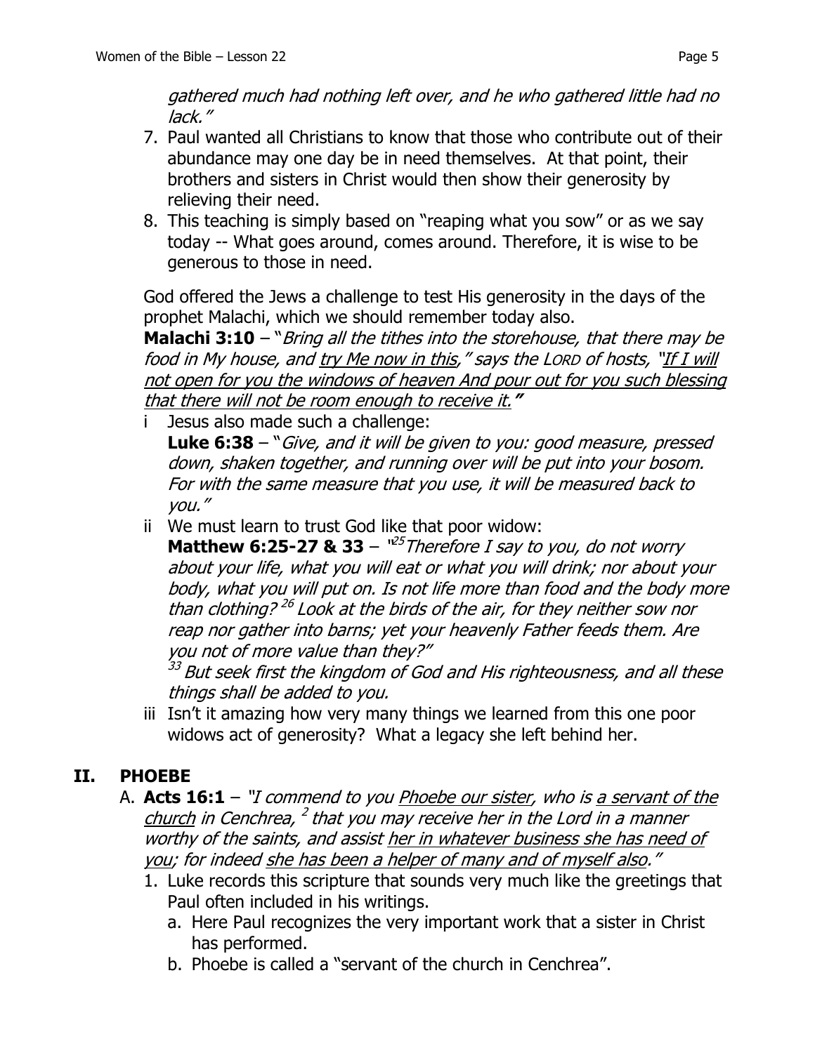*gathered much had nothing left over, and he who gathered little had no lack."*

7. Paul wanted all Christians to know that those who contribute out of their abundance may one day be in need themselves. At that point, their brothers and sisters in Christ would then show their generosity by relieving their need.
8. This teaching is simply based on "reaping what you sow" or as we say today -- What goes around, comes around. Therefore, it is wise to be generous to those in need.

God offered the Jews a challenge to test His generosity in the days of the prophet Malachi, which we should remember today also.

**Malachi 3:10** – "*Bring all the tithes into the storehouse, that there may be food in My house, and <u>try Me now in this</u>," says the LORD of hosts, "<u>If I will not open for you the windows of heaven And pour out for you such blessing that there will not be room enough to receive it.</u>*"

i Jesus also made such a challenge:
**Luke 6:38** – "*Give, and it will be given to you: good measure, pressed down, shaken together, and running over will be put into your bosom. For with the same measure that you use, it will be measured back to you."*

ii We must learn to trust God like that poor widow:
**Matthew 6:25-27 & 33** – "[25] *Therefore I say to you, do not worry about your life, what you will eat or what you will drink; nor about your body, what you will put on. Is not life more than food and the body more than clothing?* [26] *Look at the birds of the air, for they neither sow nor reap nor gather into barns; yet your heavenly Father feeds them. Are you not of more value than they?"*
[33] *But seek first the kingdom of God and His righteousness, and all these things shall be added to you.*

iii Isn't it amazing how very many things we learned from this one poor widows act of generosity? What a legacy she left behind her.

## II. PHOEBE

A. **Acts 16:1** – "*I commend to you <u>Phoebe our sister</u>, who is <u>a servant of the church</u> in Cenchrea,* [2] *that you may receive her in the Lord in a manner worthy of the saints, and assist <u>her in whatever business she has need of you</u>; for indeed <u>she has been a helper of many and of myself also</u>."*

1. Luke records this scripture that sounds very much like the greetings that Paul often included in his writings.
   a. Here Paul recognizes the very important work that a sister in Christ has performed.
   b. Phoebe is called a "servant of the church in Cenchrea".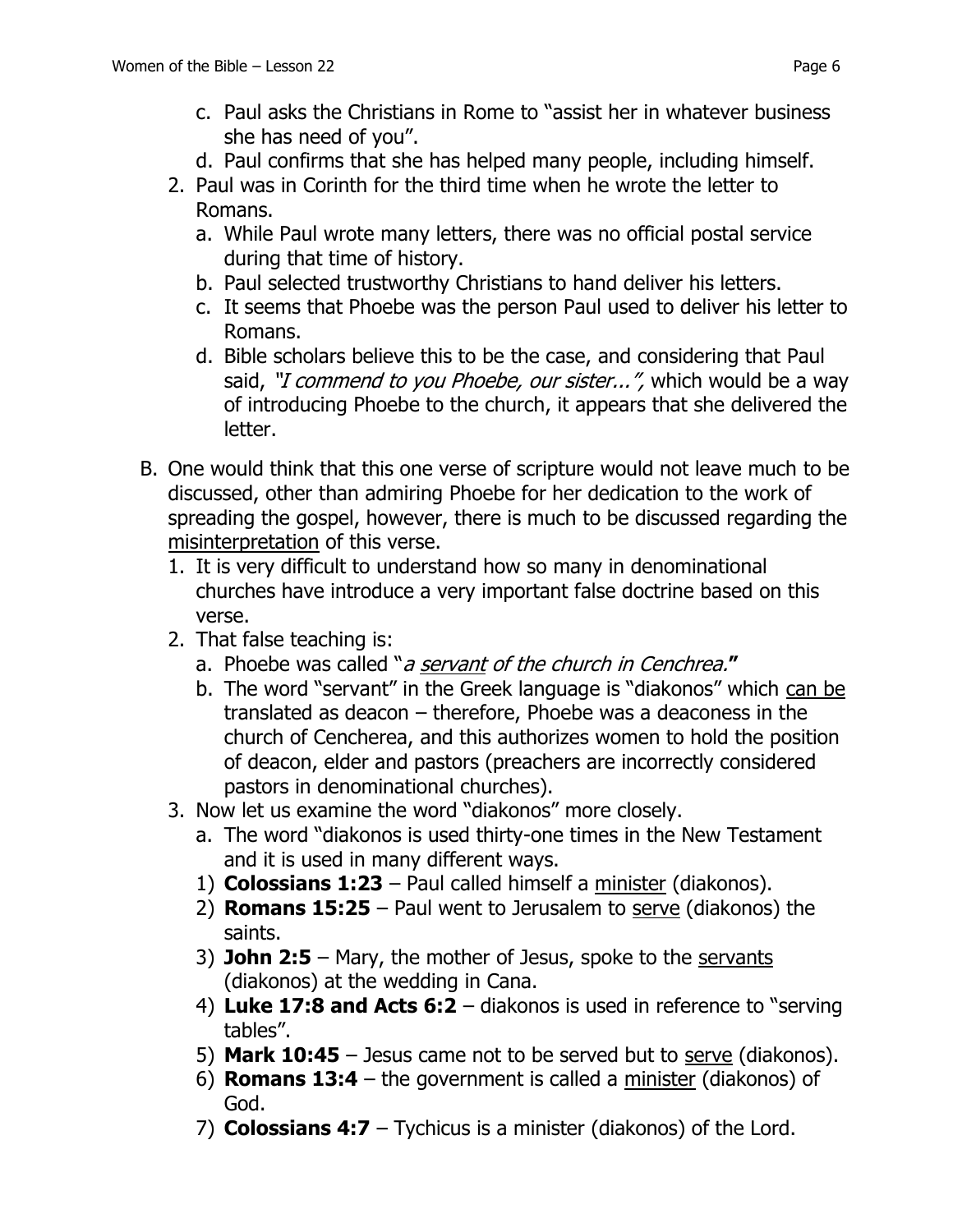c. Paul asks the Christians in Rome to "assist her in whatever business she has need of you".
   d. Paul confirms that she has helped many people, including himself.
2. Paul was in Corinth for the third time when he wrote the letter to Romans.
   a. While Paul wrote many letters, there was no official postal service during that time of history.
   b. Paul selected trustworthy Christians to hand deliver his letters.
   c. It seems that Phoebe was the person Paul used to deliver his letter to Romans.
   d. Bible scholars believe this to be the case, and considering that Paul said, *"I commend to you Phoebe, our sister...",* which would be a way of introducing Phoebe to the church, it appears that she delivered the letter.

B. One would think that this one verse of scripture would not leave much to be discussed, other than admiring Phoebe for her dedication to the work of spreading the gospel, however, there is much to be discussed regarding the <u>misinterpretation</u> of this verse.
   1. It is very difficult to understand how so many in denominational churches have introduce a very important false doctrine based on this verse.
   2. That false teaching is:
      a. Phoebe was called "*a <u>servant</u> of the church in Cenchrea.***"**
      b. The word "servant" in the Greek language is "diakonos" which <u>can be</u> translated as deacon – therefore, Phoebe was a deaconess in the church of Cencherea, and this authorizes women to hold the position of deacon, elder and pastors (preachers are incorrectly considered pastors in denominational churches).
   3. Now let us examine the word "diakonos" more closely.
      a. The word "diakonos is used thirty-one times in the New Testament and it is used in many different ways.
      1) **Colossians 1:23** – Paul called himself a <u>minister</u> (diakonos).
      2) **Romans 15:25** – Paul went to Jerusalem to <u>serve</u> (diakonos) the saints.
      3) **John 2:5** – Mary, the mother of Jesus, spoke to the <u>servants</u> (diakonos) at the wedding in Cana.
      4) **Luke 17:8 and Acts 6:2** – diakonos is used in reference to "serving tables".
      5) **Mark 10:45** – Jesus came not to be served but to <u>serve</u> (diakonos).
      6) **Romans 13:4** – the government is called a <u>minister</u> (diakonos) of God.
      7) **Colossians 4:7** – Tychicus is a minister (diakonos) of the Lord.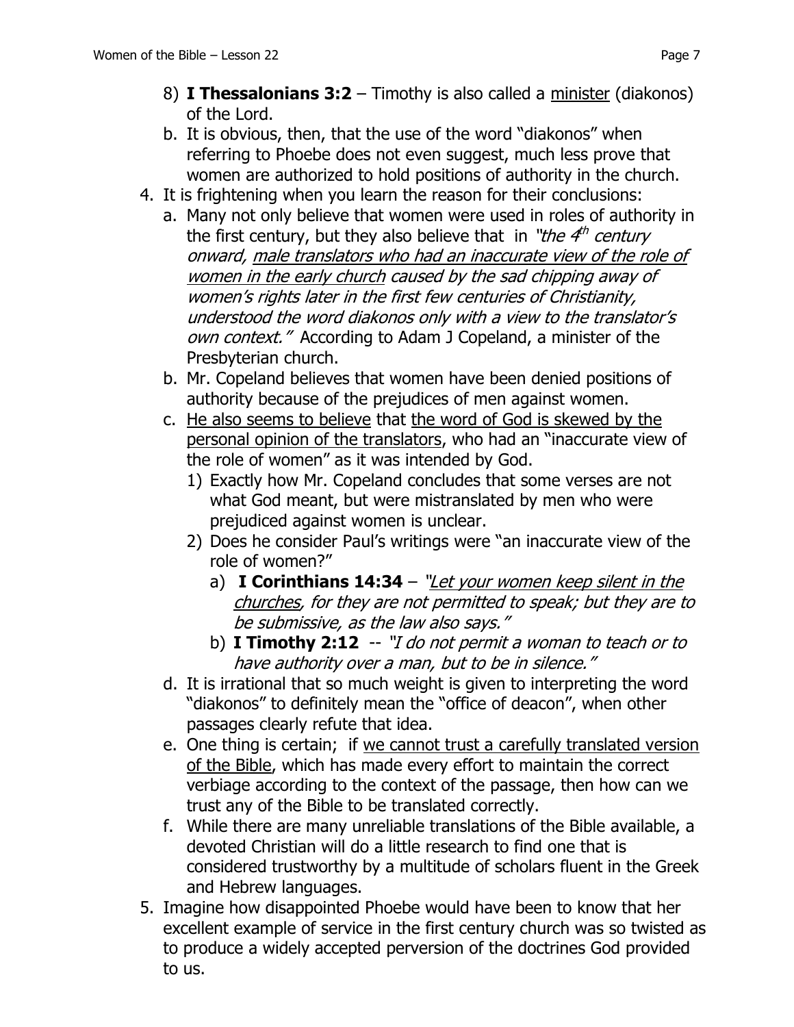8) **I Thessalonians 3:2** – Timothy is also called a <u>minister</u> (diakonos) of the Lord.

b. It is obvious, then, that the use of the word "diakonos" when referring to Phoebe does not even suggest, much less prove that women are authorized to hold positions of authority in the church.

4. It is frightening when you learn the reason for their conclusions:

a. Many not only believe that women were used in roles of authority in the first century, but they also believe that in *"the 4th century onward, <u>male translators who had an inaccurate view of the role of women in the early church</u> caused by the sad chipping away of women's rights later in the first few centuries of Christianity, understood the word diakonos only with a view to the translator's own context."* According to Adam J Copeland, a minister of the Presbyterian church.

b. Mr. Copeland believes that women have been denied positions of authority because of the prejudices of men against women.

c. <u>He also seems to believe</u> that <u>the word of God is skewed by the personal opinion of the translators</u>, who had an "inaccurate view of the role of women" as it was intended by God.

1) Exactly how Mr. Copeland concludes that some verses are not what God meant, but were mistranslated by men who were prejudiced against women is unclear.

2) Does he consider Paul's writings were "an inaccurate view of the role of women?"

a) **I Corinthians 14:34** – *"<u>Let your women keep silent in the churches</u>, for they are not permitted to speak; but they are to be submissive, as the law also says."*

b) **I Timothy 2:12** -- *"I do not permit a woman to teach or to have authority over a man, but to be in silence."*

d. It is irrational that so much weight is given to interpreting the word "diakonos" to definitely mean the "office of deacon", when other passages clearly refute that idea.

e. One thing is certain; if <u>we cannot trust a carefully translated version of the Bible</u>, which has made every effort to maintain the correct verbiage according to the context of the passage, then how can we trust any of the Bible to be translated correctly.

f. While there are many unreliable translations of the Bible available, a devoted Christian will do a little research to find one that is considered trustworthy by a multitude of scholars fluent in the Greek and Hebrew languages.

5. Imagine how disappointed Phoebe would have been to know that her excellent example of service in the first century church was so twisted as to produce a widely accepted perversion of the doctrines God provided to us.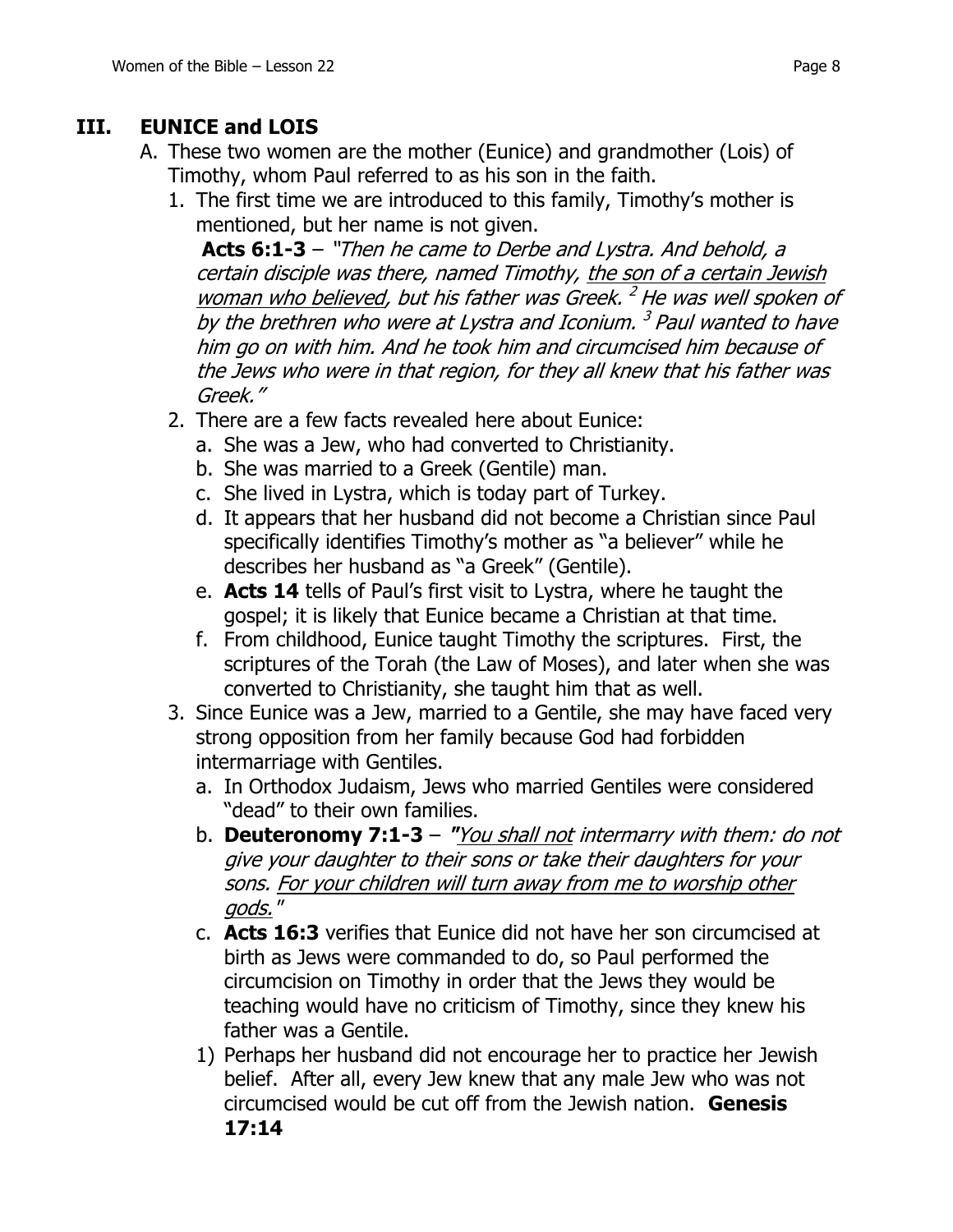## III. EUNICE and LOIS

A. These two women are the mother (Eunice) and grandmother (Lois) of Timothy, whom Paul referred to as his son in the faith.

1. The first time we are introduced to this family, Timothy's mother is mentioned, but her name is not given.

   **Acts 6:1-3** – *"Then he came to Derbe and Lystra. And behold, a certain disciple was there, named Timothy, <u>the son of a certain Jewish woman who believed</u>, but his father was Greek. [2] He was well spoken of by the brethren who were at Lystra and Iconium. [3] Paul wanted to have him go on with him. And he took him and circumcised him because of the Jews who were in that region, for they all knew that his father was Greek."*

2. There are a few facts revealed here about Eunice:
   a. She was a Jew, who had converted to Christianity.
   b. She was married to a Greek (Gentile) man.
   c. She lived in Lystra, which is today part of Turkey.
   d. It appears that her husband did not become a Christian since Paul specifically identifies Timothy's mother as "a believer" while he describes her husband as "a Greek" (Gentile).
   e. **Acts 14** tells of Paul's first visit to Lystra, where he taught the gospel; it is likely that Eunice became a Christian at that time.
   f. From childhood, Eunice taught Timothy the scriptures. First, the scriptures of the Torah (the Law of Moses), and later when she was converted to Christianity, she taught him that as well.

3. Since Eunice was a Jew, married to a Gentile, she may have faced very strong opposition from her family because God had forbidden intermarriage with Gentiles.
   a. In Orthodox Judaism, Jews who married Gentiles were considered "dead" to their own families.
   b. **Deuteronomy 7:1-3** – *"<u>You shall not</u> intermarry with them: do not give your daughter to their sons or take their daughters for your sons. <u>For your children will turn away from me to worship other gods.</u>"*
   c. **Acts 16:3** verifies that Eunice did not have her son circumcised at birth as Jews were commanded to do, so Paul performed the circumcision on Timothy in order that the Jews they would be teaching would have no criticism of Timothy, since they knew his father was a Gentile.

   1) Perhaps her husband did not encourage her to practice her Jewish belief. After all, every Jew knew that any male Jew who was not circumcised would be cut off from the Jewish nation. **Genesis 17:14**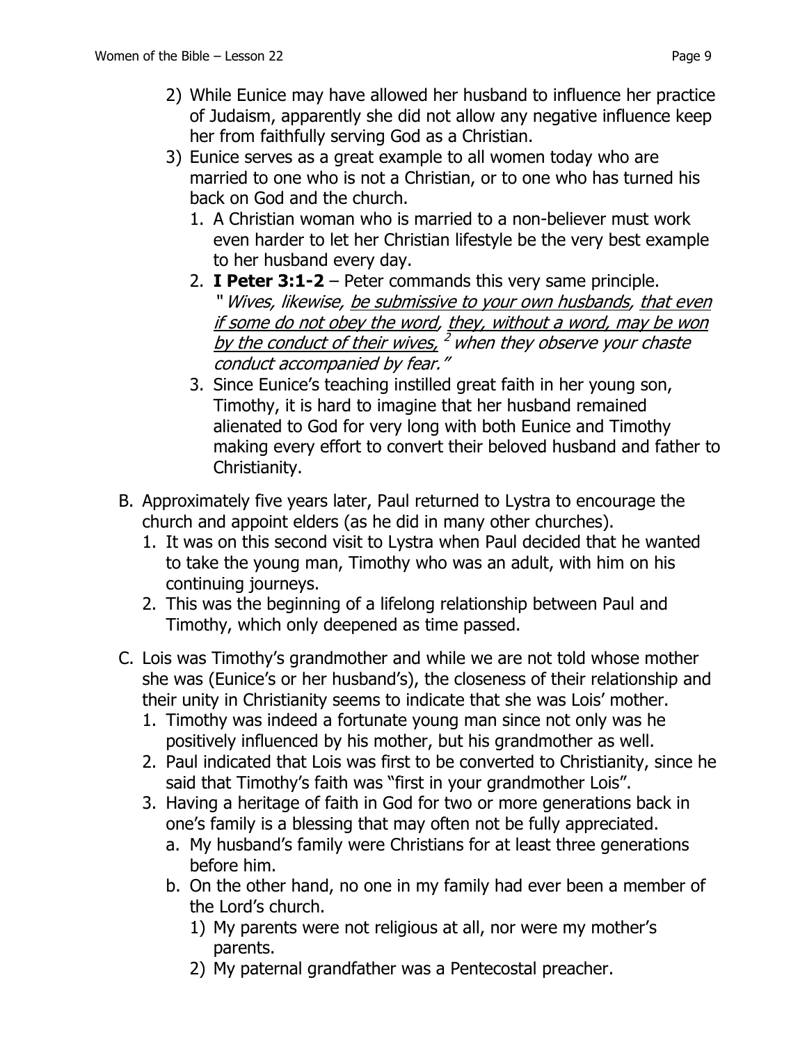2) While Eunice may have allowed her husband to influence her practice of Judaism, apparently she did not allow any negative influence keep her from faithfully serving God as a Christian.
3) Eunice serves as a great example to all women today who are married to one who is not a Christian, or to one who has turned his back on God and the church.
    1. A Christian woman who is married to a non-believer must work even harder to let her Christian lifestyle be the very best example to her husband every day.
    2. **I Peter 3:1-2** – Peter commands this very same principle. *"Wives, likewise, <u>be submissive to your own husbands</u>, <u>that even if some do not obey the word</u>, <u>they, without a word, may be won by the conduct of their wives,</u> [2] when they observe your chaste conduct accompanied by fear."*
    3. Since Eunice's teaching instilled great faith in her young son, Timothy, it is hard to imagine that her husband remained alienated to God for very long with both Eunice and Timothy making every effort to convert their beloved husband and father to Christianity.

B. Approximately five years later, Paul returned to Lystra to encourage the church and appoint elders (as he did in many other churches).
   1. It was on this second visit to Lystra when Paul decided that he wanted to take the young man, Timothy who was an adult, with him on his continuing journeys.
   2. This was the beginning of a lifelong relationship between Paul and Timothy, which only deepened as time passed.

C. Lois was Timothy's grandmother and while we are not told whose mother she was (Eunice's or her husband's), the closeness of their relationship and their unity in Christianity seems to indicate that she was Lois' mother.
   1. Timothy was indeed a fortunate young man since not only was he positively influenced by his mother, but his grandmother as well.
   2. Paul indicated that Lois was first to be converted to Christianity, since he said that Timothy's faith was "first in your grandmother Lois".
   3. Having a heritage of faith in God for two or more generations back in one's family is a blessing that may often not be fully appreciated.
      a. My husband's family were Christians for at least three generations before him.
      b. On the other hand, no one in my family had ever been a member of the Lord's church.
         1) My parents were not religious at all, nor were my mother's parents.
         2) My paternal grandfather was a Pentecostal preacher.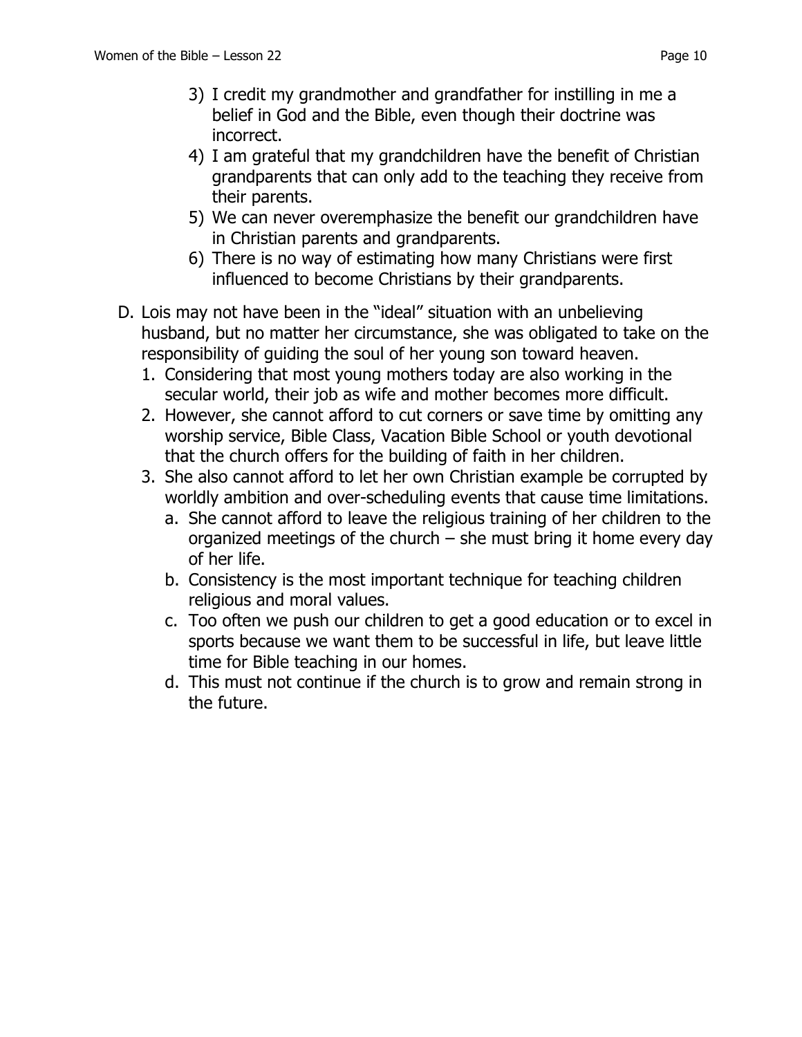3) I credit my grandmother and grandfather for instilling in me a belief in God and the Bible, even though their doctrine was incorrect.
4) I am grateful that my grandchildren have the benefit of Christian grandparents that can only add to the teaching they receive from their parents.
5) We can never overemphasize the benefit our grandchildren have in Christian parents and grandparents.
6) There is no way of estimating how many Christians were first influenced to become Christians by their grandparents.

D. Lois may not have been in the “ideal” situation with an unbelieving husband, but no matter her circumstance, she was obligated to take on the responsibility of guiding the soul of her young son toward heaven.
   1. Considering that most young mothers today are also working in the secular world, their job as wife and mother becomes more difficult.
   2. However, she cannot afford to cut corners or save time by omitting any worship service, Bible Class, Vacation Bible School or youth devotional that the church offers for the building of faith in her children.
   3. She also cannot afford to let her own Christian example be corrupted by worldly ambition and over-scheduling events that cause time limitations.
      a. She cannot afford to leave the religious training of her children to the organized meetings of the church – she must bring it home every day of her life.
      b. Consistency is the most important technique for teaching children religious and moral values.
      c. Too often we push our children to get a good education or to excel in sports because we want them to be successful in life, but leave little time for Bible teaching in our homes.
      d. This must not continue if the church is to grow and remain strong in the future.